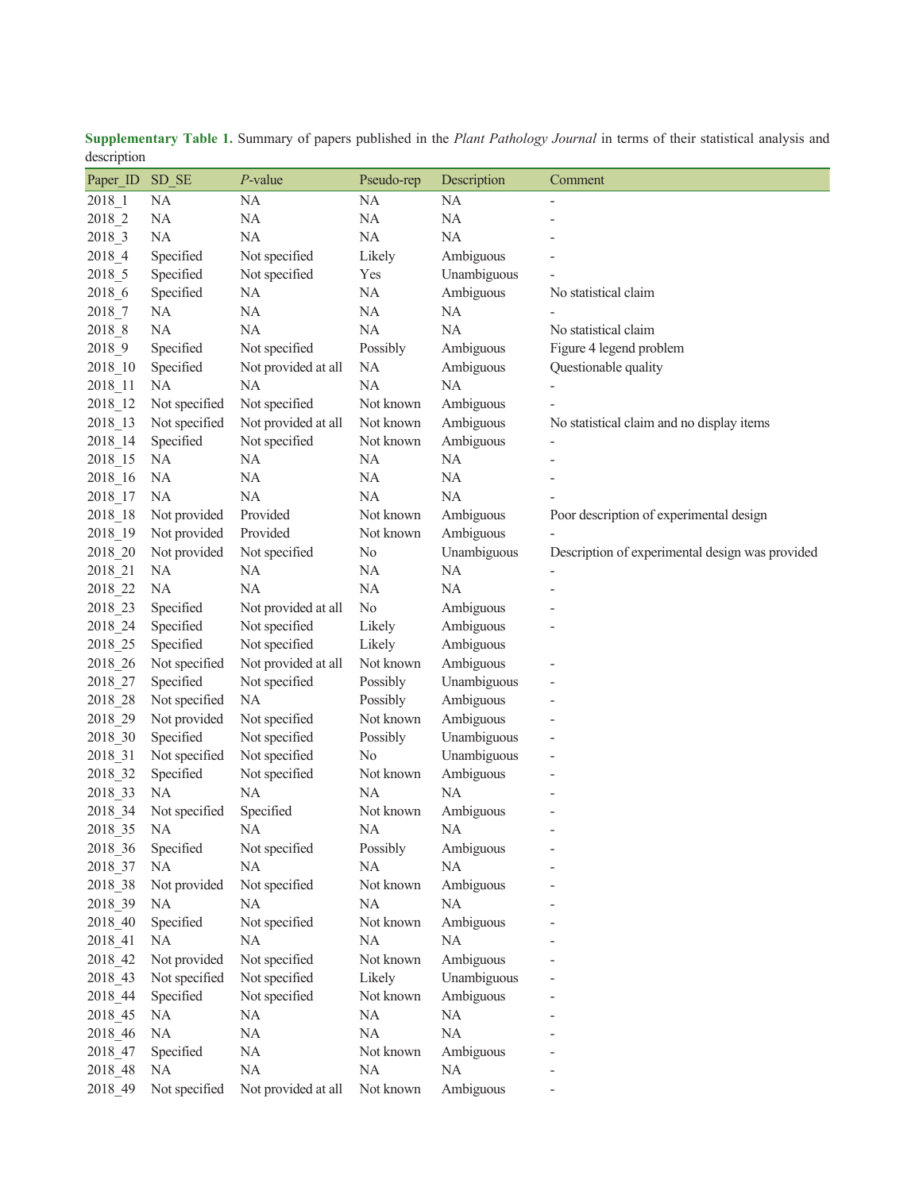**Supplementary Table 1.** Summary of papers published in the *Plant Pathology Journal* in terms of their statistical analysis and description

| Paper_ID | SD_SE | *P*-value | Pseudo-rep | Description | Comment |
|---|---|---|---|---|---|
| 2018_1 | NA | NA | NA | NA | - |
| 2018_2 | NA | NA | NA | NA | - |
| 2018_3 | NA | NA | NA | NA | - |
| 2018_4 | Specified | Not specified | Likely | Ambiguous | - |
| 2018_5 | Specified | Not specified | Yes | Unambiguous | - |
| 2018_6 | Specified | NA | NA | Ambiguous | No statistical claim |
| 2018_7 | NA | NA | NA | NA | - |
| 2018_8 | NA | NA | NA | NA | No statistical claim |
| 2018_9 | Specified | Not specified | Possibly | Ambiguous | Figure 4 legend problem |
| 2018_10 | Specified | Not provided at all | NA | Ambiguous | Questionable quality |
| 2018_11 | NA | NA | NA | NA | - |
| 2018_12 | Not specified | Not specified | Not known | Ambiguous | - |
| 2018_13 | Not specified | Not provided at all | Not known | Ambiguous | No statistical claim and no display items |
| 2018_14 | Specified | Not specified | Not known | Ambiguous | - |
| 2018_15 | NA | NA | NA | NA | - |
| 2018_16 | NA | NA | NA | NA | - |
| 2018_17 | NA | NA | NA | NA | - |
| 2018_18 | Not provided | Provided | Not known | Ambiguous | Poor description of experimental design |
| 2018_19 | Not provided | Provided | Not known | Ambiguous | - |
| 2018_20 | Not provided | Not specified | No | Unambiguous | Description of experimental design was provided |
| 2018_21 | NA | NA | NA | NA | - |
| 2018_22 | NA | NA | NA | NA | - |
| 2018_23 | Specified | Not provided at all | No | Ambiguous | - |
| 2018_24 | Specified | Not specified | Likely | Ambiguous | - |
| 2018_25 | Specified | Not specified | Likely | Ambiguous | |
| 2018_26 | Not specified | Not provided at all | Not known | Ambiguous | - |
| 2018_27 | Specified | Not specified | Possibly | Unambiguous | - |
| 2018_28 | Not specified | NA | Possibly | Ambiguous | - |
| 2018_29 | Not provided | Not specified | Not known | Ambiguous | - |
| 2018_30 | Specified | Not specified | Possibly | Unambiguous | - |
| 2018_31 | Not specified | Not specified | No | Unambiguous | - |
| 2018_32 | Specified | Not specified | Not known | Ambiguous | - |
| 2018_33 | NA | NA | NA | NA | - |
| 2018_34 | Not specified | Specified | Not known | Ambiguous | - |
| 2018_35 | NA | NA | NA | NA | - |
| 2018_36 | Specified | Not specified | Possibly | Ambiguous | - |
| 2018_37 | NA | NA | NA | NA | - |
| 2018_38 | Not provided | Not specified | Not known | Ambiguous | - |
| 2018_39 | NA | NA | NA | NA | - |
| 2018_40 | Specified | Not specified | Not known | Ambiguous | - |
| 2018_41 | NA | NA | NA | NA | - |
| 2018_42 | Not provided | Not specified | Not known | Ambiguous | - |
| 2018_43 | Not specified | Not specified | Likely | Unambiguous | - |
| 2018_44 | Specified | Not specified | Not known | Ambiguous | - |
| 2018_45 | NA | NA | NA | NA | - |
| 2018_46 | NA | NA | NA | NA | - |
| 2018_47 | Specified | NA | Not known | Ambiguous | - |
| 2018_48 | NA | NA | NA | NA | - |
| 2018_49 | Not specified | Not provided at all | Not known | Ambiguous | - |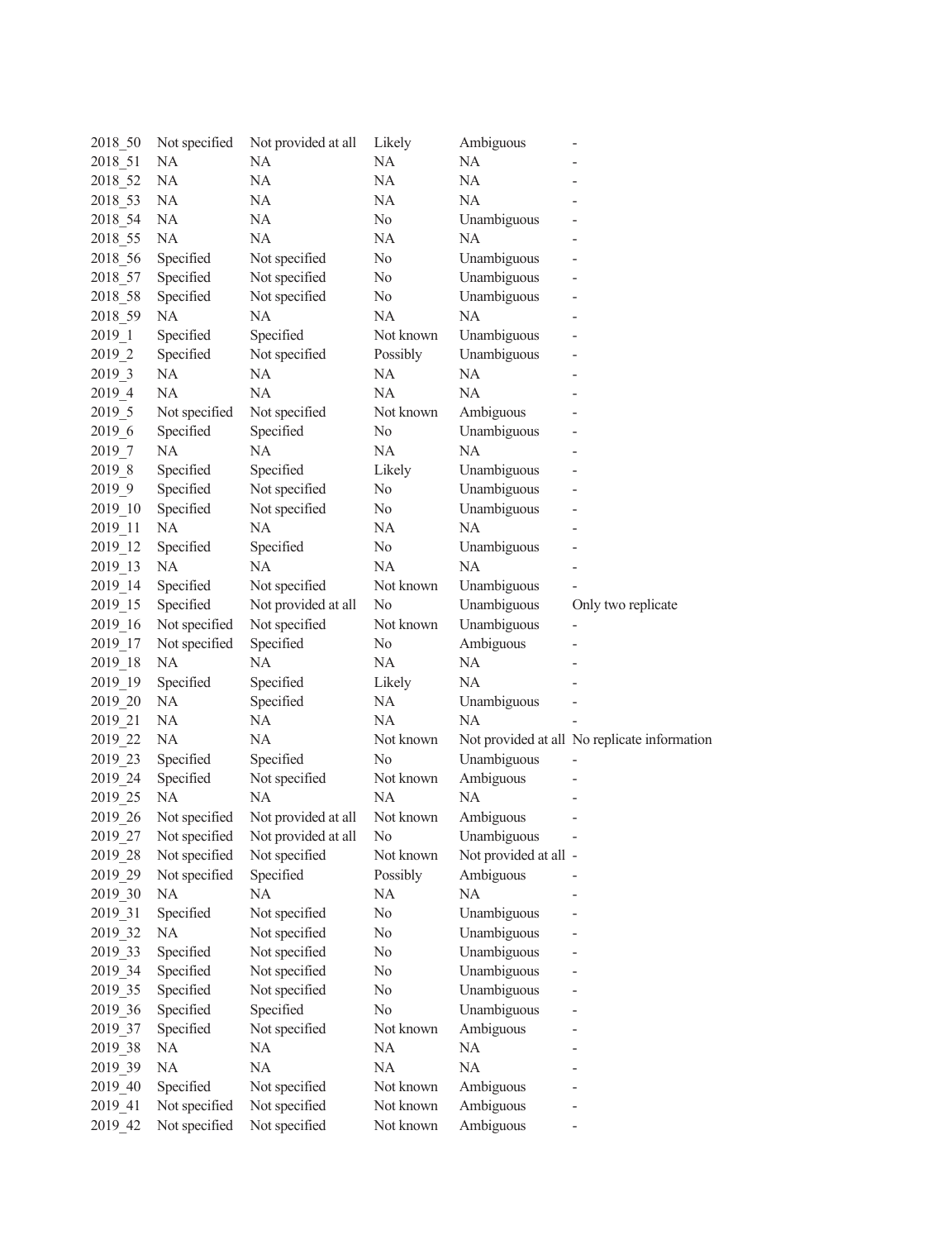| | | | | | |
|---|---|---|---|---|---|
| 2018_50 | Not specified | Not provided at all | Likely | Ambiguous | - |
| 2018_51 | NA | NA | NA | NA | - |
| 2018_52 | NA | NA | NA | NA | - |
| 2018_53 | NA | NA | NA | NA | - |
| 2018_54 | NA | NA | No | Unambiguous | - |
| 2018_55 | NA | NA | NA | NA | - |
| 2018_56 | Specified | Not specified | No | Unambiguous | - |
| 2018_57 | Specified | Not specified | No | Unambiguous | - |
| 2018_58 | Specified | Not specified | No | Unambiguous | - |
| 2018_59 | NA | NA | NA | NA | - |
| 2019_1 | Specified | Specified | Not known | Unambiguous | - |
| 2019_2 | Specified | Not specified | Possibly | Unambiguous | - |
| 2019_3 | NA | NA | NA | NA | - |
| 2019_4 | NA | NA | NA | NA | - |
| 2019_5 | Not specified | Not specified | Not known | Ambiguous | - |
| 2019_6 | Specified | Specified | No | Unambiguous | - |
| 2019_7 | NA | NA | NA | NA | - |
| 2019_8 | Specified | Specified | Likely | Unambiguous | - |
| 2019_9 | Specified | Not specified | No | Unambiguous | - |
| 2019_10 | Specified | Not specified | No | Unambiguous | - |
| 2019_11 | NA | NA | NA | NA | - |
| 2019_12 | Specified | Specified | No | Unambiguous | - |
| 2019_13 | NA | NA | NA | NA | - |
| 2019_14 | Specified | Not specified | Not known | Unambiguous | - |
| 2019_15 | Specified | Not provided at all | No | Unambiguous | Only two replicate |
| 2019_16 | Not specified | Not specified | Not known | Unambiguous | - |
| 2019_17 | Not specified | Specified | No | Ambiguous | - |
| 2019_18 | NA | NA | NA | NA | - |
| 2019_19 | Specified | Specified | Likely | NA | - |
| 2019_20 | NA | Specified | NA | Unambiguous | - |
| 2019_21 | NA | NA | NA | NA | - |
| 2019_22 | NA | NA | Not known | Not provided at all | No replicate information |
| 2019_23 | Specified | Specified | No | Unambiguous | - |
| 2019_24 | Specified | Not specified | Not known | Ambiguous | - |
| 2019_25 | NA | NA | NA | NA | - |
| 2019_26 | Not specified | Not provided at all | Not known | Ambiguous | - |
| 2019_27 | Not specified | Not provided at all | No | Unambiguous | - |
| 2019_28 | Not specified | Not specified | Not known | Not provided at all | - |
| 2019_29 | Not specified | Specified | Possibly | Ambiguous | - |
| 2019_30 | NA | NA | NA | NA | - |
| 2019_31 | Specified | Not specified | No | Unambiguous | - |
| 2019_32 | NA | Not specified | No | Unambiguous | - |
| 2019_33 | Specified | Not specified | No | Unambiguous | - |
| 2019_34 | Specified | Not specified | No | Unambiguous | - |
| 2019_35 | Specified | Not specified | No | Unambiguous | - |
| 2019_36 | Specified | Specified | No | Unambiguous | - |
| 2019_37 | Specified | Not specified | Not known | Ambiguous | - |
| 2019_38 | NA | NA | NA | NA | - |
| 2019_39 | NA | NA | NA | NA | - |
| 2019_40 | Specified | Not specified | Not known | Ambiguous | - |
| 2019_41 | Not specified | Not specified | Not known | Ambiguous | - |
| 2019_42 | Not specified | Not specified | Not known | Ambiguous | - |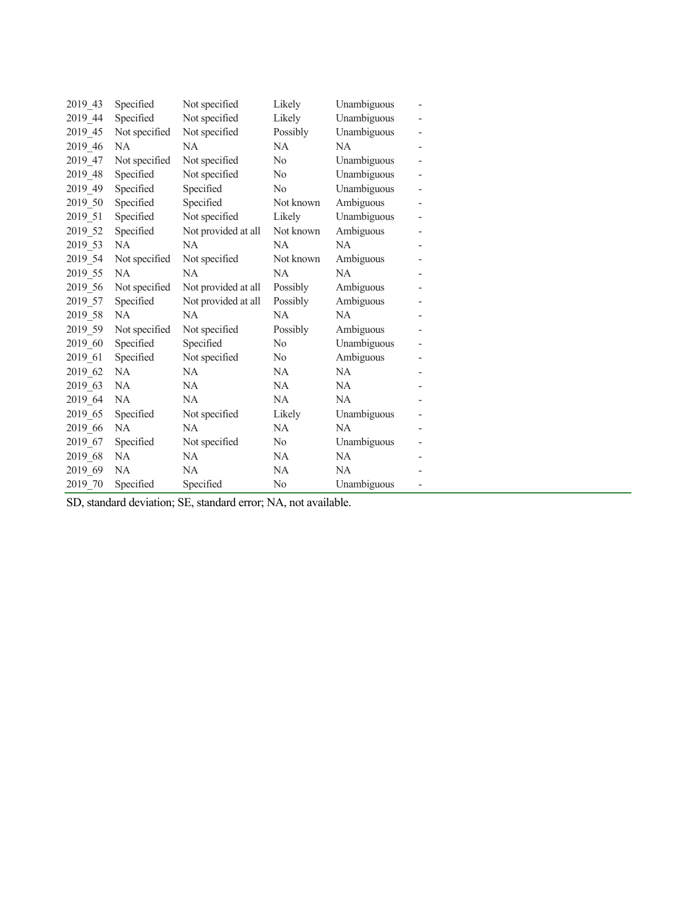| | | | | | |
|---|---|---|---|---|---|
| 2019_43 | Specified | Not specified | Likely | Unambiguous | - |
| 2019_44 | Specified | Not specified | Likely | Unambiguous | - |
| 2019_45 | Not specified | Not specified | Possibly | Unambiguous | - |
| 2019_46 | NA | NA | NA | NA | - |
| 2019_47 | Not specified | Not specified | No | Unambiguous | - |
| 2019_48 | Specified | Not specified | No | Unambiguous | - |
| 2019_49 | Specified | Specified | No | Unambiguous | - |
| 2019_50 | Specified | Specified | Not known | Ambiguous | - |
| 2019_51 | Specified | Not specified | Likely | Unambiguous | - |
| 2019_52 | Specified | Not provided at all | Not known | Ambiguous | - |
| 2019_53 | NA | NA | NA | NA | - |
| 2019_54 | Not specified | Not specified | Not known | Ambiguous | - |
| 2019_55 | NA | NA | NA | NA | - |
| 2019_56 | Not specified | Not provided at all | Possibly | Ambiguous | - |
| 2019_57 | Specified | Not provided at all | Possibly | Ambiguous | - |
| 2019_58 | NA | NA | NA | NA | - |
| 2019_59 | Not specified | Not specified | Possibly | Ambiguous | - |
| 2019_60 | Specified | Specified | No | Unambiguous | - |
| 2019_61 | Specified | Not specified | No | Ambiguous | - |
| 2019_62 | NA | NA | NA | NA | - |
| 2019_63 | NA | NA | NA | NA | - |
| 2019_64 | NA | NA | NA | NA | - |
| 2019_65 | Specified | Not specified | Likely | Unambiguous | - |
| 2019_66 | NA | NA | NA | NA | - |
| 2019_67 | Specified | Not specified | No | Unambiguous | - |
| 2019_68 | NA | NA | NA | NA | - |
| 2019_69 | NA | NA | NA | NA | - |
| 2019_70 | Specified | Specified | No | Unambiguous | - |

SD, standard deviation; SE, standard error; NA, not available.